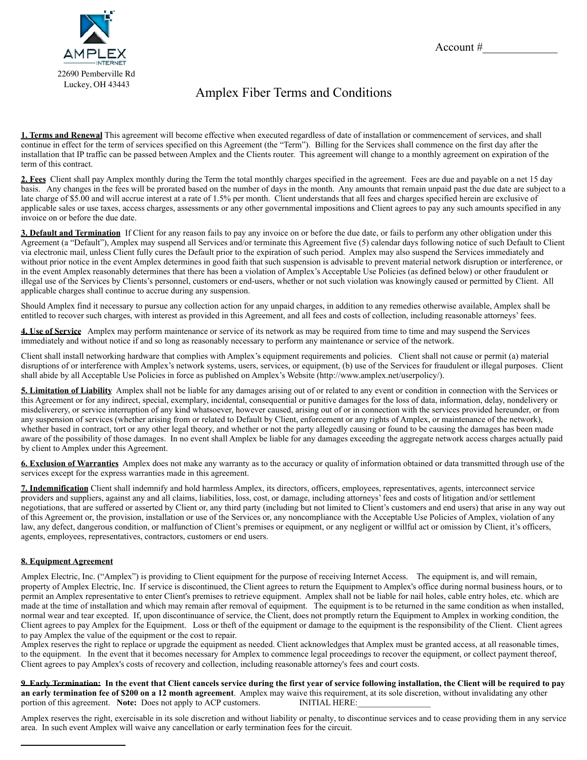AMPLEX INTERNET

22690 Pemberville Rd
Luckey, OH 43443

Account #_____________

# Amplex Fiber Terms and Conditions

**1. Terms and Renewal** This agreement will become effective when executed regardless of date of installation or commencement of services, and shall continue in effect for the term of services specified on this Agreement (the "Term"). Billing for the Services shall commence on the first day after the installation that IP traffic can be passed between Amplex and the Clients router. This agreement will change to a monthly agreement on expiration of the term of this contract.

**2. Fees** Client shall pay Amplex monthly during the Term the total monthly charges specified in the agreement. Fees are due and payable on a net 15 day basis. Any changes in the fees will be prorated based on the number of days in the month. Any amounts that remain unpaid past the due date are subject to a late charge of $5.00 and will accrue interest at a rate of 1.5% per month. Client understands that all fees and charges specified herein are exclusive of applicable sales or use taxes, access charges, assessments or any other governmental impositions and Client agrees to pay any such amounts specified in any invoice on or before the due date.

**3. Default and Termination** If Client for any reason fails to pay any invoice on or before the due date, or fails to perform any other obligation under this Agreement (a "Default"), Amplex may suspend all Services and/or terminate this Agreement five (5) calendar days following notice of such Default to Client via electronic mail, unless Client fully cures the Default prior to the expiration of such period. Amplex may also suspend the Services immediately and without prior notice in the event Amplex determines in good faith that such suspension is advisable to prevent material network disruption or interference, or in the event Amplex reasonably determines that there has been a violation of Amplex's Acceptable Use Policies (as defined below) or other fraudulent or illegal use of the Services by Clients's personnel, customers or end-users, whether or not such violation was knowingly caused or permitted by Client. All applicable charges shall continue to accrue during any suspension.

Should Amplex find it necessary to pursue any collection action for any unpaid charges, in addition to any remedies otherwise available, Amplex shall be entitled to recover such charges, with interest as provided in this Agreement, and all fees and costs of collection, including reasonable attorneys' fees.

**4. Use of Service** Amplex may perform maintenance or service of its network as may be required from time to time and may suspend the Services immediately and without notice if and so long as reasonably necessary to perform any maintenance or service of the network.

Client shall install networking hardware that complies with Amplex's equipment requirements and policies. Client shall not cause or permit (a) material disruptions of or interference with Amplex's network systems, users, services, or equipment, (b) use of the Services for fraudulent or illegal purposes. Client shall abide by all Acceptable Use Policies in force as published on Amplex's Website (http://www.amplex.net/userpolicy/).

**5. Limitation of Liability** Amplex shall not be liable for any damages arising out of or related to any event or condition in connection with the Services or this Agreement or for any indirect, special, exemplary, incidental, consequential or punitive damages for the loss of data, information, delay, nondelivery or misdeliverery, or service interruption of any kind whatsoever, however caused, arising out of or in connection with the services provided hereunder, or from any suspension of services (whether arising from or related to Default by Client, enforcement or any rights of Amplex, or maintenance of the network), whether based in contract, tort or any other legal theory, and whether or not the party allegedly causing or found to be causing the damages has been made aware of the possibility of those damages. In no event shall Amplex be liable for any damages exceeding the aggregate network access charges actually paid by client to Amplex under this Agreement.

**6. Exclusion of Warranties** Amplex does not make any warranty as to the accuracy or quality of information obtained or data transmitted through use of the services except for the express warranties made in this agreement.

**7. Indemnification** Client shall indemnify and hold harmless Amplex, its directors, officers, employees, representatives, agents, interconnect service providers and suppliers, against any and all claims, liabilities, loss, cost, or damage, including attorneys' fees and costs of litigation and/or settlement negotiations, that are suffered or asserted by Client or, any third party (including but not limited to Client's customers and end users) that arise in any way out of this Agreement or, the provision, installation or use of the Services or, any noncompliance with the Acceptable Use Policies of Amplex, violation of any law, any defect, dangerous condition, or malfunction of Client's premises or equipment, or any negligent or willful act or omission by Client, it's officers, agents, employees, representatives, contractors, customers or end users.

**8. Equipment Agreement**

Amplex Electric, Inc. ("Amplex") is providing to Client equipment for the purpose of receiving Internet Access. The equipment is, and will remain, property of Amplex Electric, Inc. If service is discontinued, the Client agrees to return the Equipment to Amplex's office during normal business hours, or to permit an Amplex representative to enter Client's premises to retrieve equipment. Amplex shall not be liable for nail holes, cable entry holes, etc. which are made at the time of installation and which may remain after removal of equipment. The equipment is to be returned in the same condition as when installed, normal wear and tear excepted. If, upon discontinuance of service, the Client, does not promptly return the Equipment to Amplex in working condition, the Client agrees to pay Amplex for the Equipment. Loss or theft of the equipment or damage to the equipment is the responsibility of the Client. Client agrees to pay Amplex the value of the equipment or the cost to repair.
Amplex reserves the right to replace or upgrade the equipment as needed. Client acknowledges that Amplex must be granted access, at all reasonable times, to the equipment. In the event that it becomes necessary for Amplex to commence legal proceedings to recover the equipment, or collect payment thereof, Client agrees to pay Amplex's costs of recovery and collection, including reasonable attorney's fees and court costs.

**9. Early Termination: In the event that Client cancels service during the first year of service following installation, the Client will be required to pay an early termination fee of $200 on a 12 month agreement**. Amplex may waive this requirement, at its sole discretion, without invalidating any other portion of this agreement. **Note:** Does not apply to ACP customers. INITIAL HERE:________________

Amplex reserves the right, exercisable in its sole discretion and without liability or penalty, to discontinue services and to cease providing them in any service area. In such event Amplex will waive any cancellation or early termination fees for the circuit.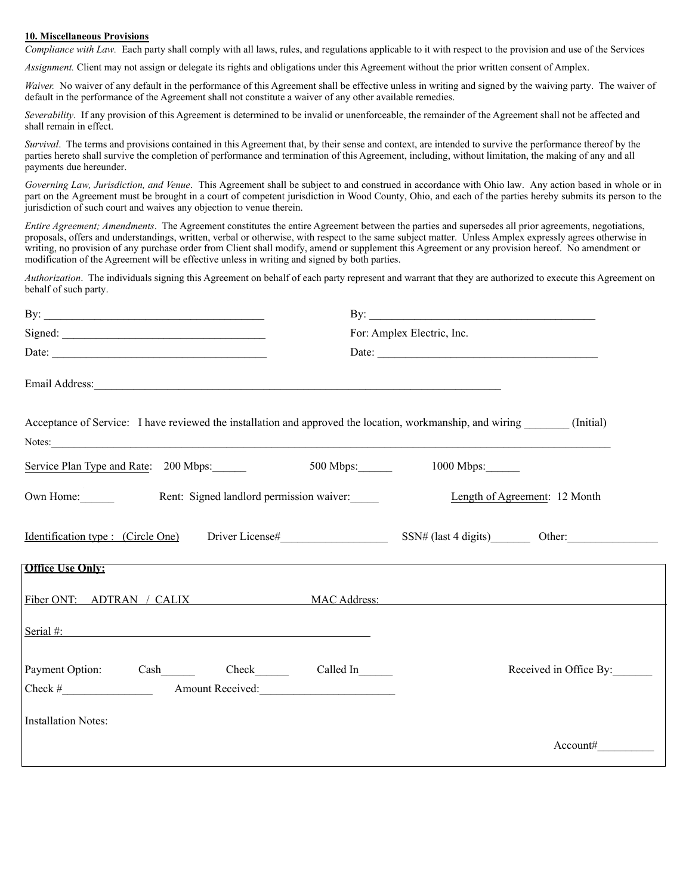**10. Miscellaneous Provisions**

*Compliance with Law.* Each party shall comply with all laws, rules, and regulations applicable to it with respect to the provision and use of the Services

*Assignment.* Client may not assign or delegate its rights and obligations under this Agreement without the prior written consent of Amplex.

*Waiver.* No waiver of any default in the performance of this Agreement shall be effective unless in writing and signed by the waiving party. The waiver of default in the performance of the Agreement shall not constitute a waiver of any other available remedies.

*Severability*. If any provision of this Agreement is determined to be invalid or unenforceable, the remainder of the Agreement shall not be affected and shall remain in effect.

*Survival*. The terms and provisions contained in this Agreement that, by their sense and context, are intended to survive the performance thereof by the parties hereto shall survive the completion of performance and termination of this Agreement, including, without limitation, the making of any and all payments due hereunder.

*Governing Law, Jurisdiction, and Venue*. This Agreement shall be subject to and construed in accordance with Ohio law. Any action based in whole or in part on the Agreement must be brought in a court of competent jurisdiction in Wood County, Ohio, and each of the parties hereby submits its person to the jurisdiction of such court and waives any objection to venue therein.

*Entire Agreement; Amendments*. The Agreement constitutes the entire Agreement between the parties and supersedes all prior agreements, negotiations, proposals, offers and understandings, written, verbal or otherwise, with respect to the same subject matter. Unless Amplex expressly agrees otherwise in writing, no provision of any purchase order from Client shall modify, amend or supplement this Agreement or any provision hereof. No amendment or modification of the Agreement will be effective unless in writing and signed by both parties.

*Authorization*. The individuals signing this Agreement on behalf of each party represent and warrant that they are authorized to execute this Agreement on behalf of such party.

By: ________________________________________

Signed: ____________________________________

Date: ______________________________________

By: ________________________________________

For: Amplex Electric, Inc.

Date: ______________________________________

Email Address: ______________________________________________________________________

Acceptance of Service: I have reviewed the installation and approved the location, workmanship, and wiring ________ (Initial)

Notes: ______________________________________________________________________________________________

Service Plan Type and Rate: 200 Mbps:______ 500 Mbps:______ 1000 Mbps:______

Own Home:______ Rent: Signed landlord permission waiver:_____ Length of Agreement: 12 Month

Identification type : (Circle One) Driver License#___________________ SSN# (last 4 digits)_______ Other:________________

**Office Use Only:**

Fiber ONT: ADTRAN / CALIX MAC Address: ____________________________

Serial #: ____________________________________________________

Payment Option: Cash______ Check______ Called In______ Received in Office By:_______

Check #________________ Amount Received:________________________

Installation Notes:

Account#__________